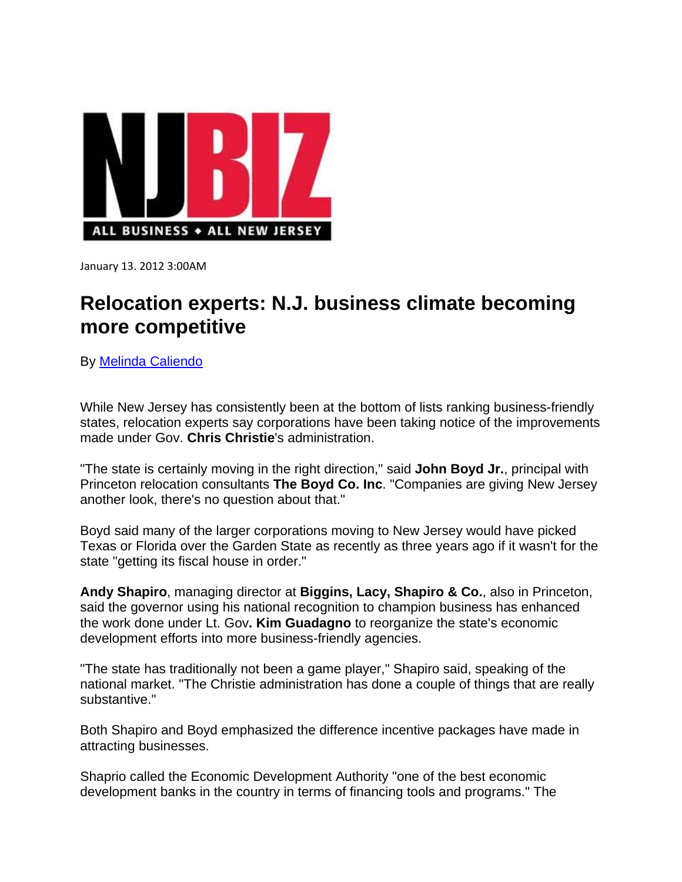NJBIZ

ALL BUSINESS ♦ ALL NEW JERSEY

January 13. 2012 3:00AM

# Relocation experts: N.J. business climate becoming more competitive

By Melinda Caliendo

While New Jersey has consistently been at the bottom of lists ranking business-friendly states, relocation experts say corporations have been taking notice of the improvements made under Gov. **Chris Christie**'s administration.

"The state is certainly moving in the right direction," said **John Boyd Jr.**, principal with Princeton relocation consultants **The Boyd Co. Inc**. "Companies are giving New Jersey another look, there's no question about that."

Boyd said many of the larger corporations moving to New Jersey would have picked Texas or Florida over the Garden State as recently as three years ago if it wasn't for the state "getting its fiscal house in order."

**Andy Shapiro**, managing director at **Biggins, Lacy, Shapiro & Co.**, also in Princeton, said the governor using his national recognition to champion business has enhanced the work done under Lt. Gov**. Kim Guadagno** to reorganize the state's economic development efforts into more business-friendly agencies.

"The state has traditionally not been a game player," Shapiro said, speaking of the national market. "The Christie administration has done a couple of things that are really substantive."

Both Shapiro and Boyd emphasized the difference incentive packages have made in attracting businesses.

Shaprio called the Economic Development Authority "one of the best economic development banks in the country in terms of financing tools and programs." The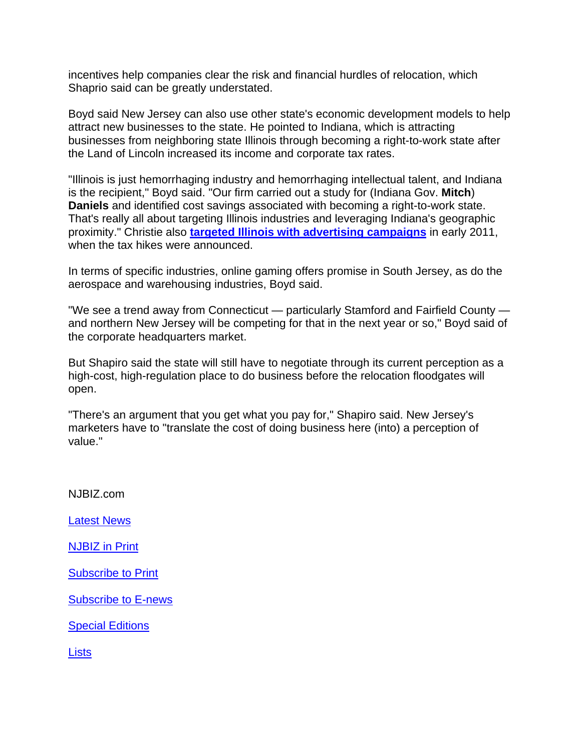incentives help companies clear the risk and financial hurdles of relocation, which Shaprio said can be greatly understated.

Boyd said New Jersey can also use other state's economic development models to help attract new businesses to the state. He pointed to Indiana, which is attracting businesses from neighboring state Illinois through becoming a right-to-work state after the Land of Lincoln increased its income and corporate tax rates.

"Illinois is just hemorrhaging industry and hemorrhaging intellectual talent, and Indiana is the recipient," Boyd said. "Our firm carried out a study for (Indiana Gov. **Mitch**) **Daniels** and identified cost savings associated with becoming a right-to-work state. That's really all about targeting Illinois industries and leveraging Indiana's geographic proximity." Christie also **targeted Illinois with advertising campaigns** in early 2011, when the tax hikes were announced.

In terms of specific industries, online gaming offers promise in South Jersey, as do the aerospace and warehousing industries, Boyd said.

"We see a trend away from Connecticut — particularly Stamford and Fairfield County — and northern New Jersey will be competing for that in the next year or so," Boyd said of the corporate headquarters market.

But Shapiro said the state will still have to negotiate through its current perception as a high-cost, high-regulation place to do business before the relocation floodgates will open.

"There's an argument that you get what you pay for," Shapiro said. New Jersey's marketers have to "translate the cost of doing business here (into) a perception of value."

NJBIZ.com

Latest News

NJBIZ in Print

Subscribe to Print

Subscribe to E-news

Special Editions

Lists